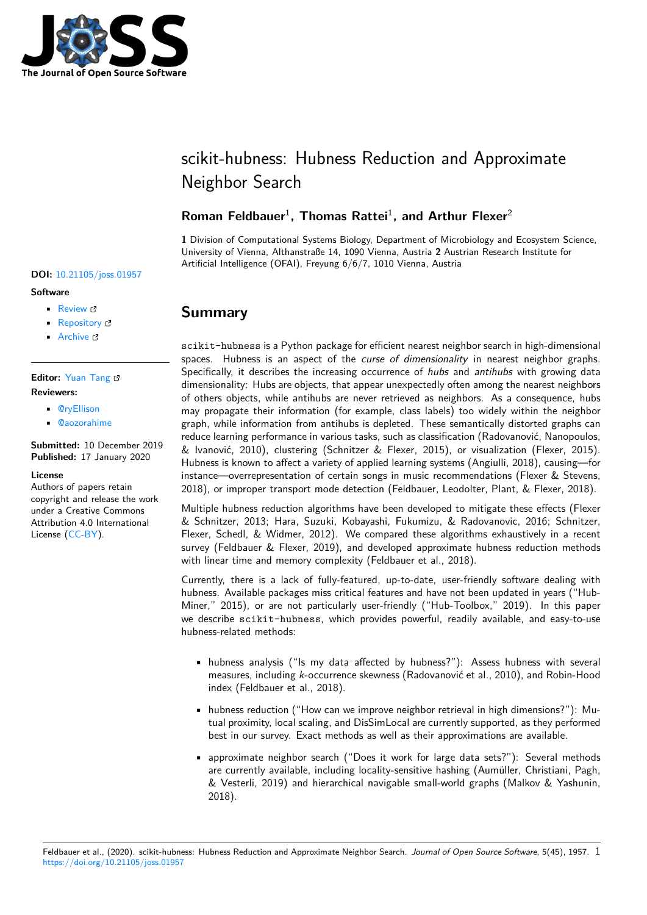# scikit-hubness: Hubness Reduction and Approximate Neighbor Search

**Roman Feldbauer[1], Thomas Rattei[1], and Arthur Flexer[2]**

**1** Division of Computational Systems Biology, Department of Microbiology and Ecosystem Science, University of Vienna, Althanstraße 14, 1090 Vienna, Austria **2** Austrian Research Institute for Artificial Intelligence (OFAI), Freyung 6/6/7, 1010 Vienna, Austria

**DOI:** 10.21105/joss.01957

**Software**

- Review
- Repository
- Archive

**Editor:** Yuan Tang

**Reviewers:**

- @ryEllison
- @aozorahime

**Submitted:** 10 December 2019
**Published:** 17 January 2020

**License**
Authors of papers retain copyright and release the work under a Creative Commons Attribution 4.0 International License (CC-BY).

## Summary

`scikit-hubness` is a Python package for efficient nearest neighbor search in high-dimensional spaces. Hubness is an aspect of the *curse of dimensionality* in nearest neighbor graphs. Specifically, it describes the increasing occurrence of *hubs* and *antihubs* with growing data dimensionality: Hubs are objects, that appear unexpectedly often among the nearest neighbors of others objects, while antihubs are never retrieved as neighbors. As a consequence, hubs may propagate their information (for example, class labels) too widely within the neighbor graph, while information from antihubs is depleted. These semantically distorted graphs can reduce learning performance in various tasks, such as classification (Radovanović, Nanopoulos, & Ivanović, 2010), clustering (Schnitzer & Flexer, 2015), or visualization (Flexer, 2015). Hubness is known to affect a variety of applied learning systems (Angiulli, 2018), causing—for instance—overrepresentation of certain songs in music recommendations (Flexer & Stevens, 2018), or improper transport mode detection (Feldbauer, Leodolter, Plant, & Flexer, 2018).

Multiple hubness reduction algorithms have been developed to mitigate these effects (Flexer & Schnitzer, 2013; Hara, Suzuki, Kobayashi, Fukumizu, & Radovanovic, 2016; Schnitzer, Flexer, Schedl, & Widmer, 2012). We compared these algorithms exhaustively in a recent survey (Feldbauer & Flexer, 2019), and developed approximate hubness reduction methods with linear time and memory complexity (Feldbauer et al., 2018).

Currently, there is a lack of fully-featured, up-to-date, user-friendly software dealing with hubness. Available packages miss critical features and have not been updated in years ("Hub-Miner," 2015), or are not particularly user-friendly ("Hub-Toolbox," 2019). In this paper we describe `scikit-hubness`, which provides powerful, readily available, and easy-to-use hubness-related methods:

- hubness analysis ("Is my data affected by hubness?"): Assess hubness with several measures, including $k$-occurrence skewness (Radovanović et al., 2010), and Robin-Hood index (Feldbauer et al., 2018).
- hubness reduction ("How can we improve neighbor retrieval in high dimensions?"): Mutual proximity, local scaling, and DisSimLocal are currently supported, as they performed best in our survey. Exact methods as well as their approximations are available.
- approximate neighbor search ("Does it work for large data sets?"): Several methods are currently available, including locality-sensitive hashing (Aumüller, Christiani, Pagh, & Vesterli, 2019) and hierarchical navigable small-world graphs (Malkov & Yashunin, 2018).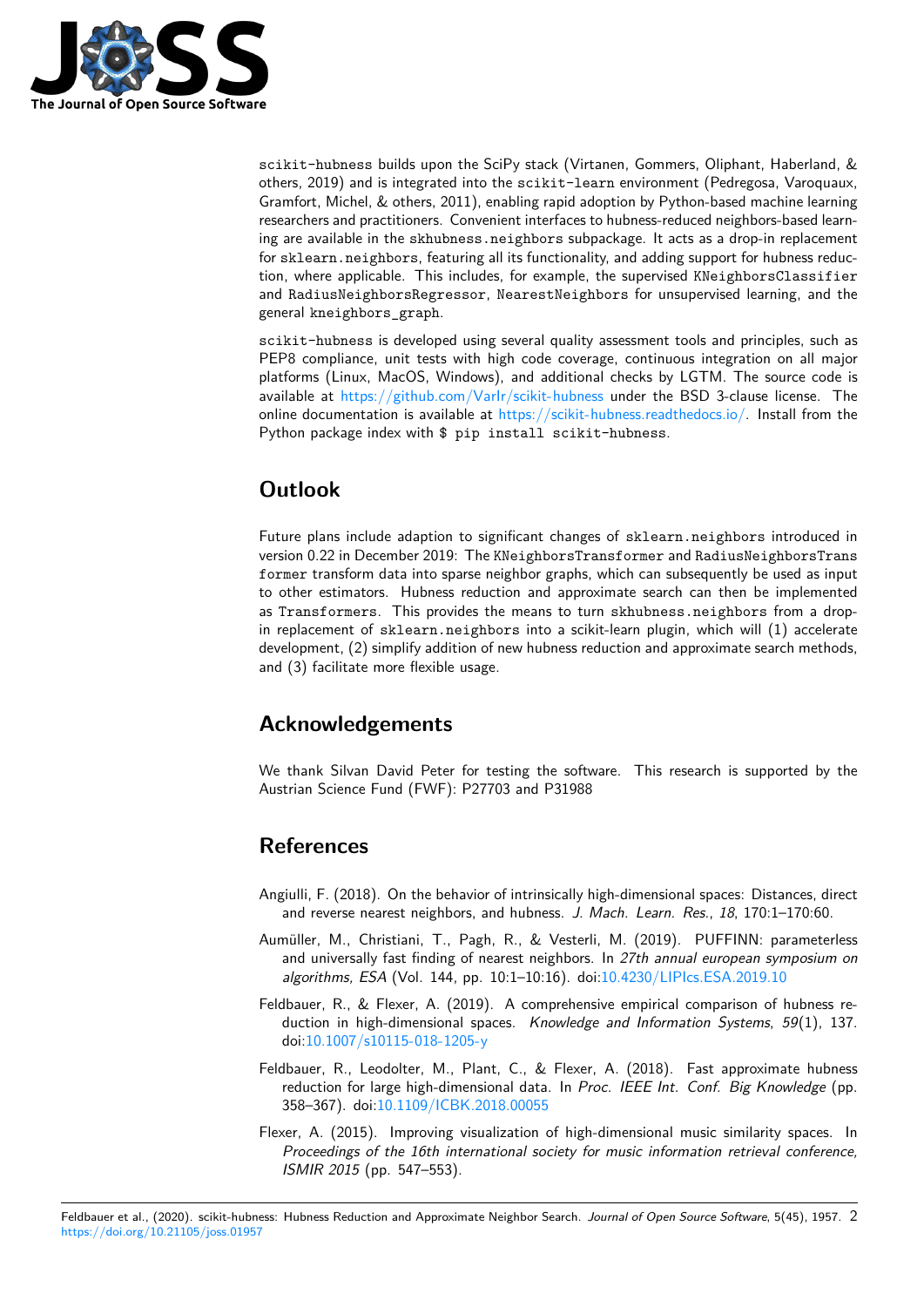scikit-hubness builds upon the SciPy stack (Virtanen, Gommers, Oliphant, Haberland, & others, 2019) and is integrated into the scikit-learn environment (Pedregosa, Varoquaux, Gramfort, Michel, & others, 2011), enabling rapid adoption by Python-based machine learning researchers and practitioners. Convenient interfaces to hubness-reduced neighbors-based learning are available in the skhubness.neighbors subpackage. It acts as a drop-in replacement for sklearn.neighbors, featuring all its functionality, and adding support for hubness reduction, where applicable. This includes, for example, the supervised KNeighborsClassifier and RadiusNeighborsRegressor, NearestNeighbors for unsupervised learning, and the general kneighbors_graph.

scikit-hubness is developed using several quality assessment tools and principles, such as PEP8 compliance, unit tests with high code coverage, continuous integration on all major platforms (Linux, MacOS, Windows), and additional checks by LGTM. The source code is available at https://github.com/VarIr/scikit-hubness under the BSD 3-clause license. The online documentation is available at https://scikit-hubness.readthedocs.io/. Install from the Python package index with `$ pip install scikit-hubness`.

## Outlook

Future plans include adaption to significant changes of sklearn.neighbors introduced in version 0.22 in December 2019: The KNeighborsTransformer and RadiusNeighborsTransformer transform data into sparse neighbor graphs, which can subsequently be used as input to other estimators. Hubness reduction and approximate search can then be implemented as Transformers. This provides the means to turn skhubness.neighbors from a drop-in replacement of sklearn.neighbors into a scikit-learn plugin, which will (1) accelerate development, (2) simplify addition of new hubness reduction and approximate search methods, and (3) facilitate more flexible usage.

## Acknowledgements

We thank Silvan David Peter for testing the software. This research is supported by the Austrian Science Fund (FWF): P27703 and P31988

## References

Angiulli, F. (2018). On the behavior of intrinsically high-dimensional spaces: Distances, direct and reverse nearest neighbors, and hubness. *J. Mach. Learn. Res.*, *18*, 170:1–170:60.

Aumüller, M., Christiani, T., Pagh, R., & Vesterli, M. (2019). PUFFINN: parameterless and universally fast finding of nearest neighbors. In *27th annual european symposium on algorithms, ESA* (Vol. 144, pp. 10:1–10:16). doi:10.4230/LIPIcs.ESA.2019.10

Feldbauer, R., & Flexer, A. (2019). A comprehensive empirical comparison of hubness reduction in high-dimensional spaces. *Knowledge and Information Systems*, *59*(1), 137. doi:10.1007/s10115-018-1205-y

Feldbauer, R., Leodolter, M., Plant, C., & Flexer, A. (2018). Fast approximate hubness reduction for large high-dimensional data. In *Proc. IEEE Int. Conf. Big Knowledge* (pp. 358–367). doi:10.1109/ICBK.2018.00055

Flexer, A. (2015). Improving visualization of high-dimensional music similarity spaces. In *Proceedings of the 16th international society for music information retrieval conference, ISMIR 2015* (pp. 547–553).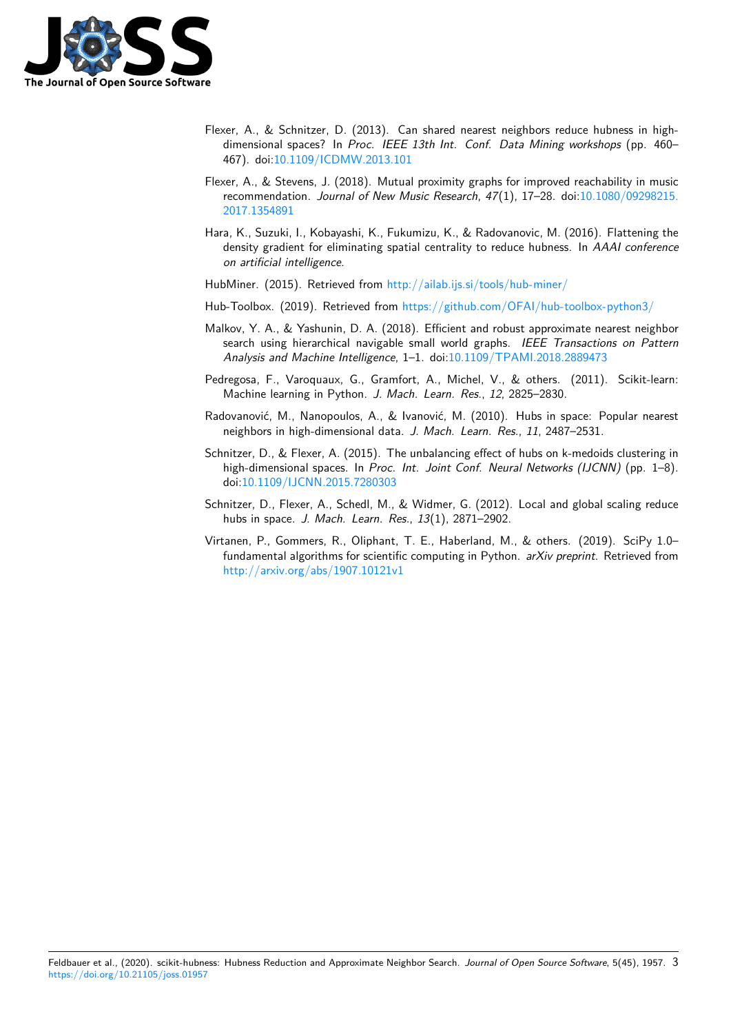Flexer, A., & Schnitzer, D. (2013). Can shared nearest neighbors reduce hubness in high-dimensional spaces? In *Proc. IEEE 13th Int. Conf. Data Mining workshops* (pp. 460–467). doi:10.1109/ICDMW.2013.101

Flexer, A., & Stevens, J. (2018). Mutual proximity graphs for improved reachability in music recommendation. *Journal of New Music Research*, *47*(1), 17–28. doi:10.1080/09298215.2017.1354891

Hara, K., Suzuki, I., Kobayashi, K., Fukumizu, K., & Radovanovic, M. (2016). Flattening the density gradient for eliminating spatial centrality to reduce hubness. In *AAAI conference on artificial intelligence*.

HubMiner. (2015). Retrieved from http://ailab.ijs.si/tools/hub-miner/

Hub-Toolbox. (2019). Retrieved from https://github.com/OFAI/hub-toolbox-python3/

Malkov, Y. A., & Yashunin, D. A. (2018). Efficient and robust approximate nearest neighbor search using hierarchical navigable small world graphs. *IEEE Transactions on Pattern Analysis and Machine Intelligence*, 1–1. doi:10.1109/TPAMI.2018.2889473

Pedregosa, F., Varoquaux, G., Gramfort, A., Michel, V., & others. (2011). Scikit-learn: Machine learning in Python. *J. Mach. Learn. Res.*, *12*, 2825–2830.

Radovanović, M., Nanopoulos, A., & Ivanović, M. (2010). Hubs in space: Popular nearest neighbors in high-dimensional data. *J. Mach. Learn. Res.*, *11*, 2487–2531.

Schnitzer, D., & Flexer, A. (2015). The unbalancing effect of hubs on k-medoids clustering in high-dimensional spaces. In *Proc. Int. Joint Conf. Neural Networks (IJCNN)* (pp. 1–8). doi:10.1109/IJCNN.2015.7280303

Schnitzer, D., Flexer, A., Schedl, M., & Widmer, G. (2012). Local and global scaling reduce hubs in space. *J. Mach. Learn. Res.*, *13*(1), 2871–2902.

Virtanen, P., Gommers, R., Oliphant, T. E., Haberland, M., & others. (2019). SciPy 1.0–fundamental algorithms for scientific computing in Python. *arXiv preprint*. Retrieved from http://arxiv.org/abs/1907.10121v1